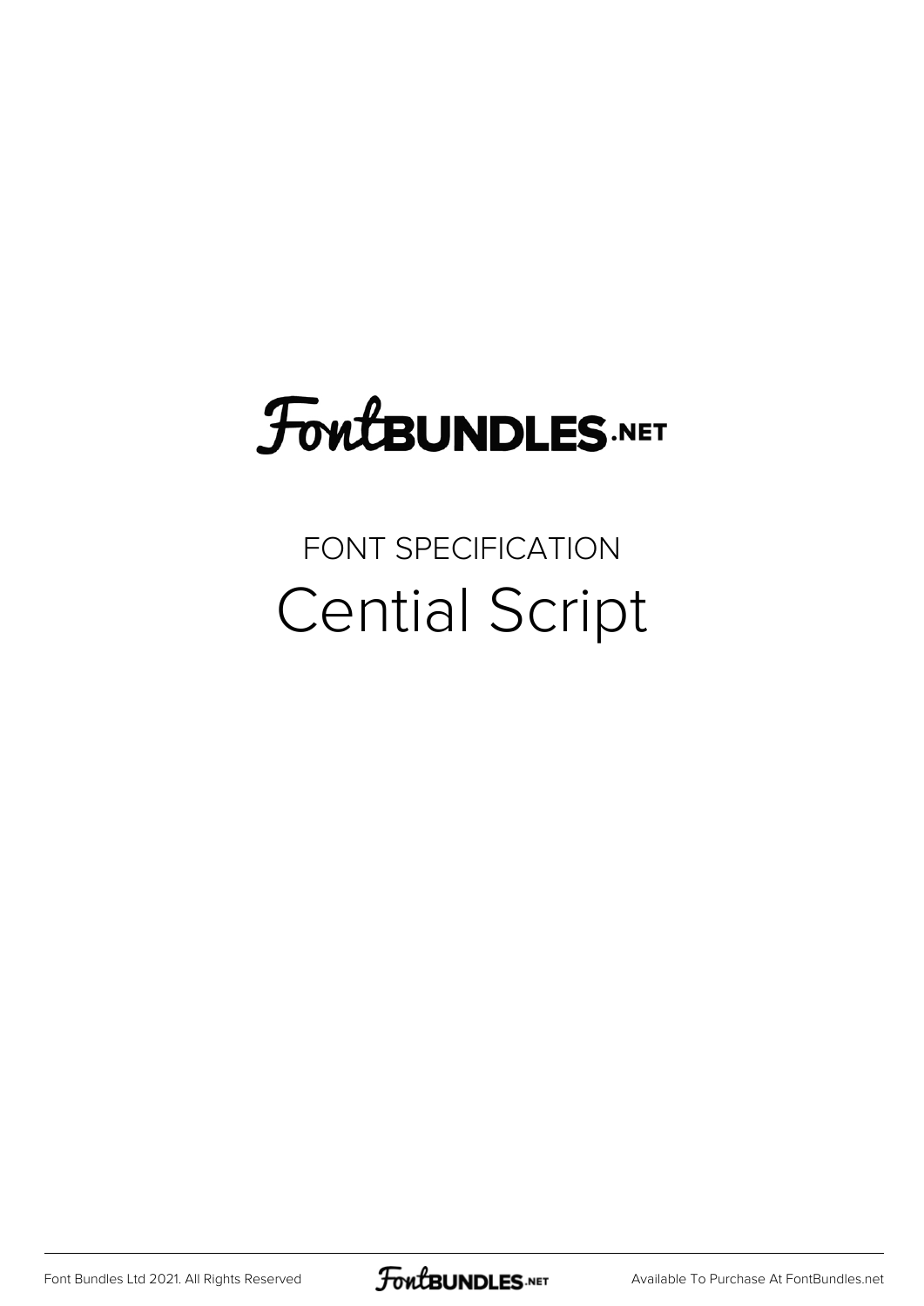FontBUNDLES.NET

FONT SPECIFICATION

# Cential Script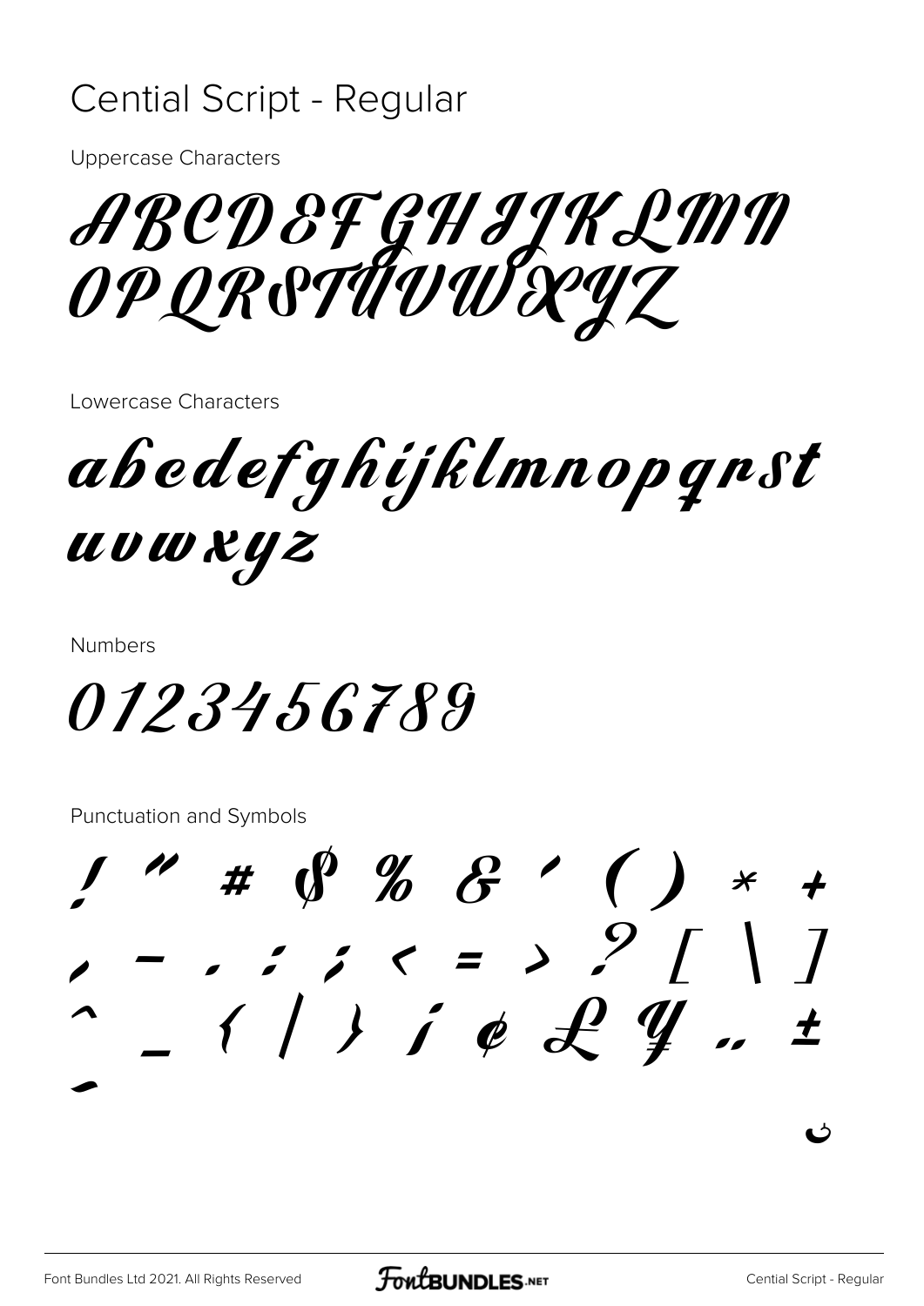# Cential Script - Regular

Uppercase Characters

ABCDEFGHIJKLMN
OPQRSTUVWXYZ

Lowercase Characters

abcdefghijklmnopqrst
uvwxyz

Numbers

0123456789

Punctuation and Symbols

! " # $ % & ' ( ) * +
, - . / : ; < = > ? [ \ ]
^ _ { | } ¡ ¢ £ ¥ „ ±
-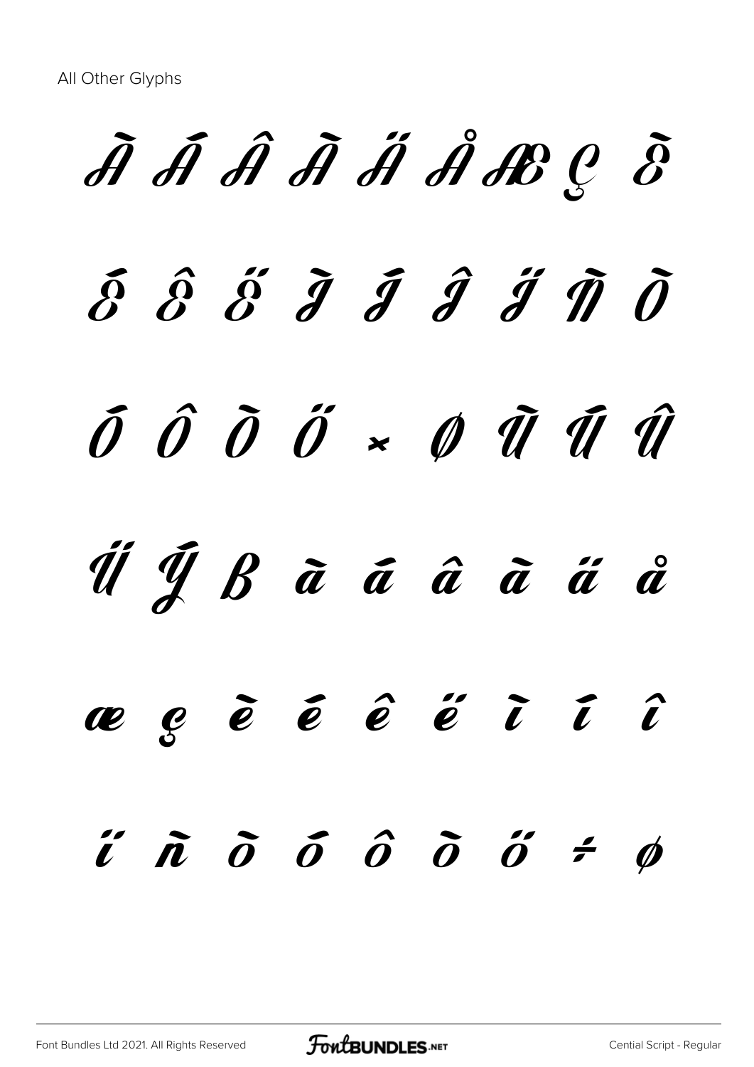All Other Glyphs

À Á Â Ã Ä Å Æ Ç È

É Ê Ë Ì Í Î Ï Ñ Ò

Ó Ô Õ Ö × Ø Ù Ú Û

Ü Ý ß à á â ã ä å

æ ç è é ê ë ì í î

ï ñ ò ó ô õ ö ÷ ø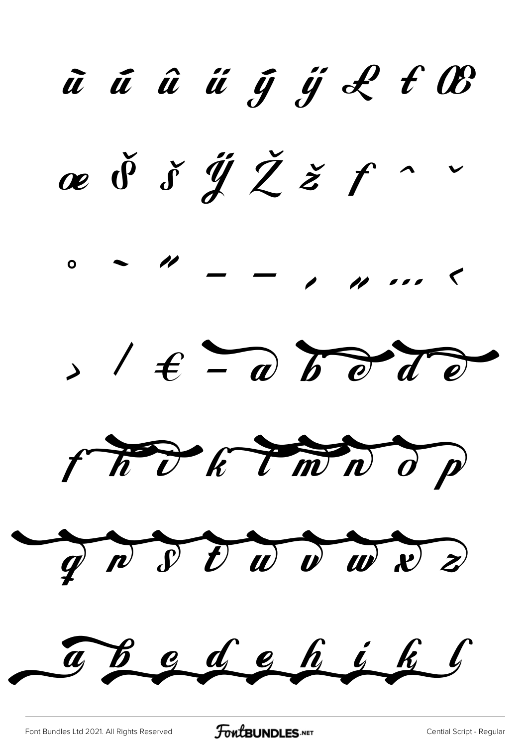ù ú û ü ý ÿ Ł ł Œ

œ Š š Ÿ Ž ž ƒ ˆ ˇ

˚ ˜ ˝ – — ‚ „ … ‹

› ⁄ € - a b c d e

f h i k l m n o p

q r s t u v w x z

a b c d e h i k l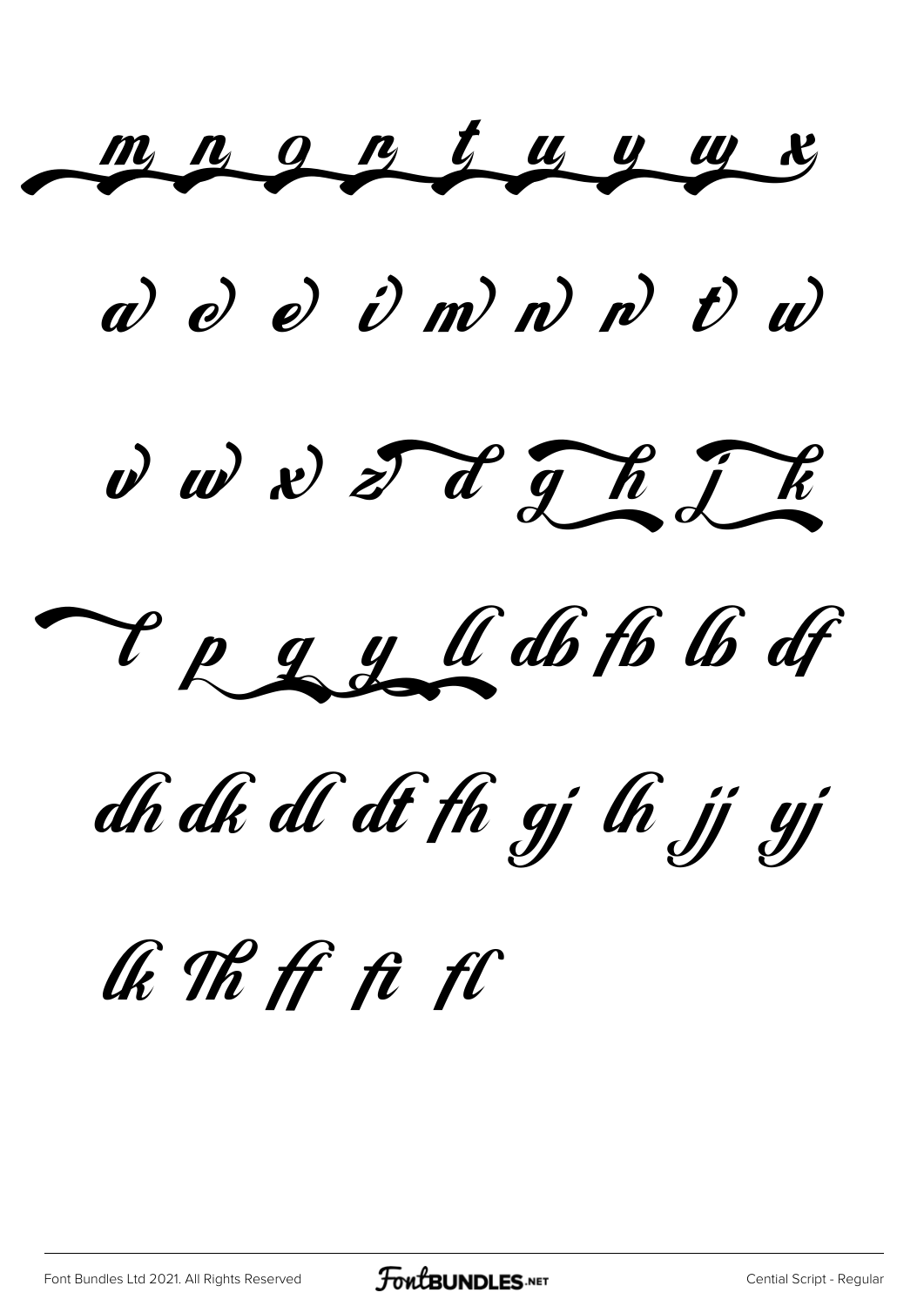m n o r t u y w x

a e e i m n r t u

v w x z d g h j k

l p q y ll db fb lb df

dh dk dl dt fh gj lh jj yj

lk Th ff fi fl